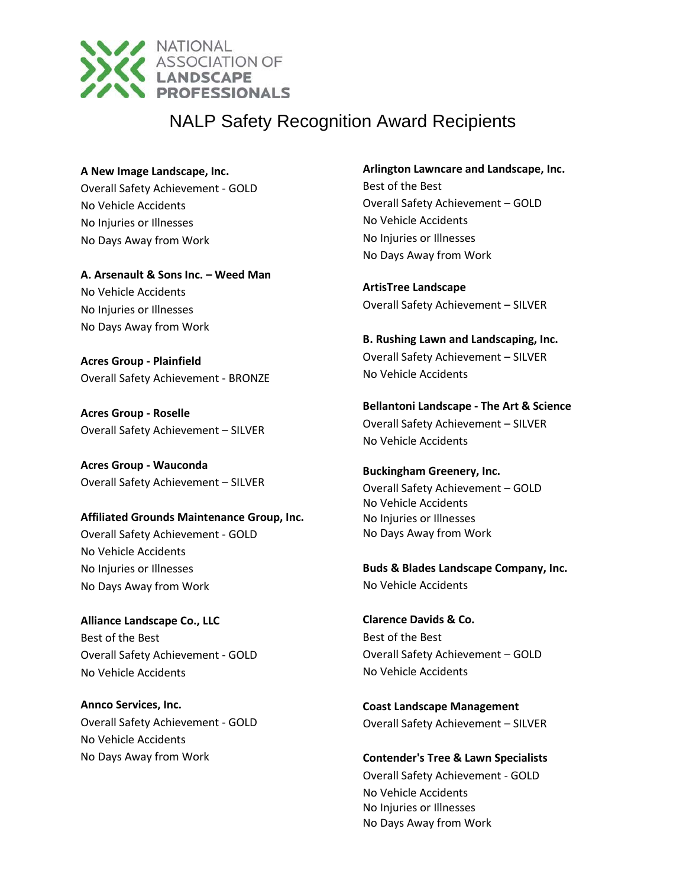NATIONAL ASSOCIATION OF LANDSCAPE PROFESSIONALS

# NALP Safety Recognition Award Recipients

**A New Image Landscape, Inc.**
Overall Safety Achievement - GOLD
No Vehicle Accidents
No Injuries or Illnesses
No Days Away from Work

**A. Arsenault & Sons Inc. – Weed Man**
No Vehicle Accidents
No Injuries or Illnesses
No Days Away from Work

**Acres Group - Plainfield**
Overall Safety Achievement - BRONZE

**Acres Group - Roselle**
Overall Safety Achievement – SILVER

**Acres Group - Wauconda**
Overall Safety Achievement – SILVER

**Affiliated Grounds Maintenance Group, Inc.**
Overall Safety Achievement - GOLD
No Vehicle Accidents
No Injuries or Illnesses
No Days Away from Work

**Alliance Landscape Co., LLC**
Best of the Best
Overall Safety Achievement - GOLD
No Vehicle Accidents

**Annco Services, Inc.**
Overall Safety Achievement - GOLD
No Vehicle Accidents
No Days Away from Work

**Arlington Lawncare and Landscape, Inc.**
Best of the Best
Overall Safety Achievement – GOLD
No Vehicle Accidents
No Injuries or Illnesses
No Days Away from Work

**ArtisTree Landscape**
Overall Safety Achievement – SILVER

**B. Rushing Lawn and Landscaping, Inc.**
Overall Safety Achievement – SILVER
No Vehicle Accidents

**Bellantoni Landscape - The Art & Science**
Overall Safety Achievement – SILVER
No Vehicle Accidents

**Buckingham Greenery, Inc.**
Overall Safety Achievement – GOLD
No Vehicle Accidents
No Injuries or Illnesses
No Days Away from Work

**Buds & Blades Landscape Company, Inc.**
No Vehicle Accidents

**Clarence Davids & Co.**
Best of the Best
Overall Safety Achievement – GOLD
No Vehicle Accidents

**Coast Landscape Management**
Overall Safety Achievement – SILVER

**Contender's Tree & Lawn Specialists**
Overall Safety Achievement - GOLD
No Vehicle Accidents
No Injuries or Illnesses
No Days Away from Work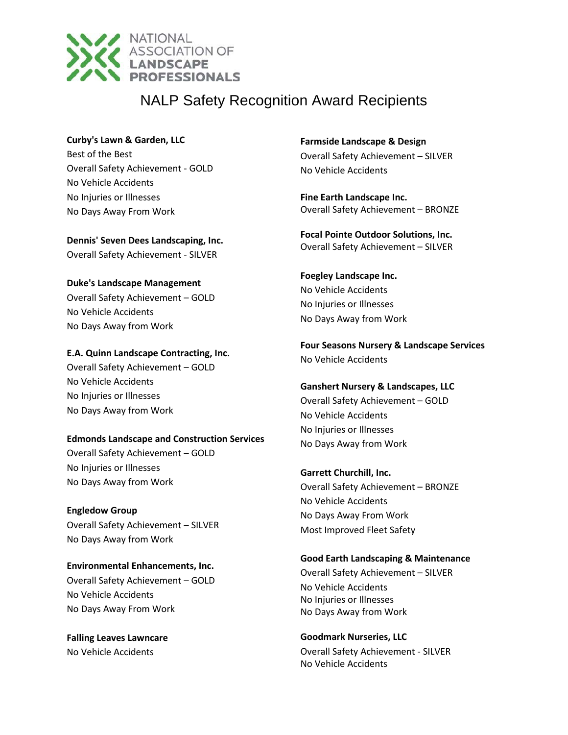NATIONAL ASSOCIATION OF LANDSCAPE PROFESSIONALS

# NALP Safety Recognition Award Recipients

**Curby's Lawn & Garden, LLC**
Best of the Best
Overall Safety Achievement - GOLD
No Vehicle Accidents
No Injuries or Illnesses
No Days Away From Work

**Dennis' Seven Dees Landscaping, Inc.**
Overall Safety Achievement - SILVER

**Duke's Landscape Management**
Overall Safety Achievement – GOLD
No Vehicle Accidents
No Days Away from Work

**E.A. Quinn Landscape Contracting, Inc.**
Overall Safety Achievement – GOLD
No Vehicle Accidents
No Injuries or Illnesses
No Days Away from Work

**Edmonds Landscape and Construction Services**
Overall Safety Achievement – GOLD
No Injuries or Illnesses
No Days Away from Work

**Engledow Group**
Overall Safety Achievement – SILVER
No Days Away from Work

**Environmental Enhancements, Inc.**
Overall Safety Achievement – GOLD
No Vehicle Accidents
No Days Away From Work

**Falling Leaves Lawncare**
No Vehicle Accidents

**Farmside Landscape & Design**
Overall Safety Achievement – SILVER
No Vehicle Accidents

**Fine Earth Landscape Inc.**
Overall Safety Achievement – BRONZE

**Focal Pointe Outdoor Solutions, Inc.**
Overall Safety Achievement – SILVER

**Foegley Landscape Inc.**
No Vehicle Accidents
No Injuries or Illnesses
No Days Away from Work

**Four Seasons Nursery & Landscape Services**
No Vehicle Accidents

**Ganshert Nursery & Landscapes, LLC**
Overall Safety Achievement – GOLD
No Vehicle Accidents
No Injuries or Illnesses
No Days Away from Work

**Garrett Churchill, Inc.**
Overall Safety Achievement – BRONZE
No Vehicle Accidents
No Days Away From Work
Most Improved Fleet Safety

**Good Earth Landscaping & Maintenance**
Overall Safety Achievement – SILVER
No Vehicle Accidents
No Injuries or Illnesses
No Days Away from Work

**Goodmark Nurseries, LLC**
Overall Safety Achievement - SILVER
No Vehicle Accidents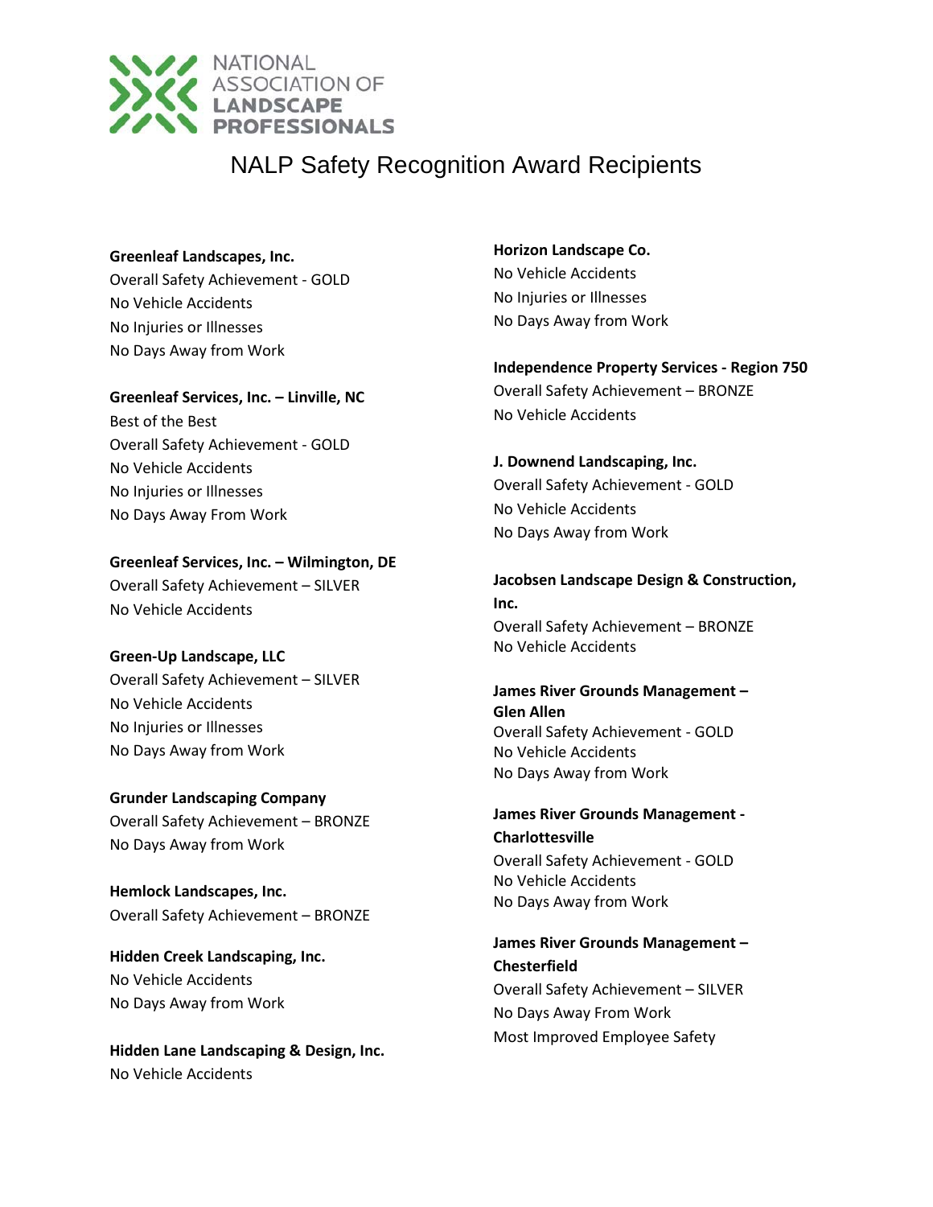# NALP Safety Recognition Award Recipients

**Greenleaf Landscapes, Inc.**
Overall Safety Achievement - GOLD
No Vehicle Accidents
No Injuries or Illnesses
No Days Away from Work

**Greenleaf Services, Inc. – Linville, NC**
Best of the Best
Overall Safety Achievement - GOLD
No Vehicle Accidents
No Injuries or Illnesses
No Days Away From Work

**Greenleaf Services, Inc. – Wilmington, DE**
Overall Safety Achievement – SILVER
No Vehicle Accidents

**Green-Up Landscape, LLC**
Overall Safety Achievement – SILVER
No Vehicle Accidents
No Injuries or Illnesses
No Days Away from Work

**Grunder Landscaping Company**
Overall Safety Achievement – BRONZE
No Days Away from Work

**Hemlock Landscapes, Inc.**
Overall Safety Achievement – BRONZE

**Hidden Creek Landscaping, Inc.**
No Vehicle Accidents
No Days Away from Work

**Hidden Lane Landscaping & Design, Inc.**
No Vehicle Accidents

**Horizon Landscape Co.**
No Vehicle Accidents
No Injuries or Illnesses
No Days Away from Work

**Independence Property Services - Region 750**
Overall Safety Achievement – BRONZE
No Vehicle Accidents

**J. Downend Landscaping, Inc.**
Overall Safety Achievement - GOLD
No Vehicle Accidents
No Days Away from Work

**Jacobsen Landscape Design & Construction, Inc.**
Overall Safety Achievement – BRONZE
No Vehicle Accidents

**James River Grounds Management – Glen Allen**
Overall Safety Achievement - GOLD
No Vehicle Accidents
No Days Away from Work

**James River Grounds Management - Charlottesville**
Overall Safety Achievement - GOLD
No Vehicle Accidents
No Days Away from Work

**James River Grounds Management – Chesterfield**
Overall Safety Achievement – SILVER
No Days Away From Work
Most Improved Employee Safety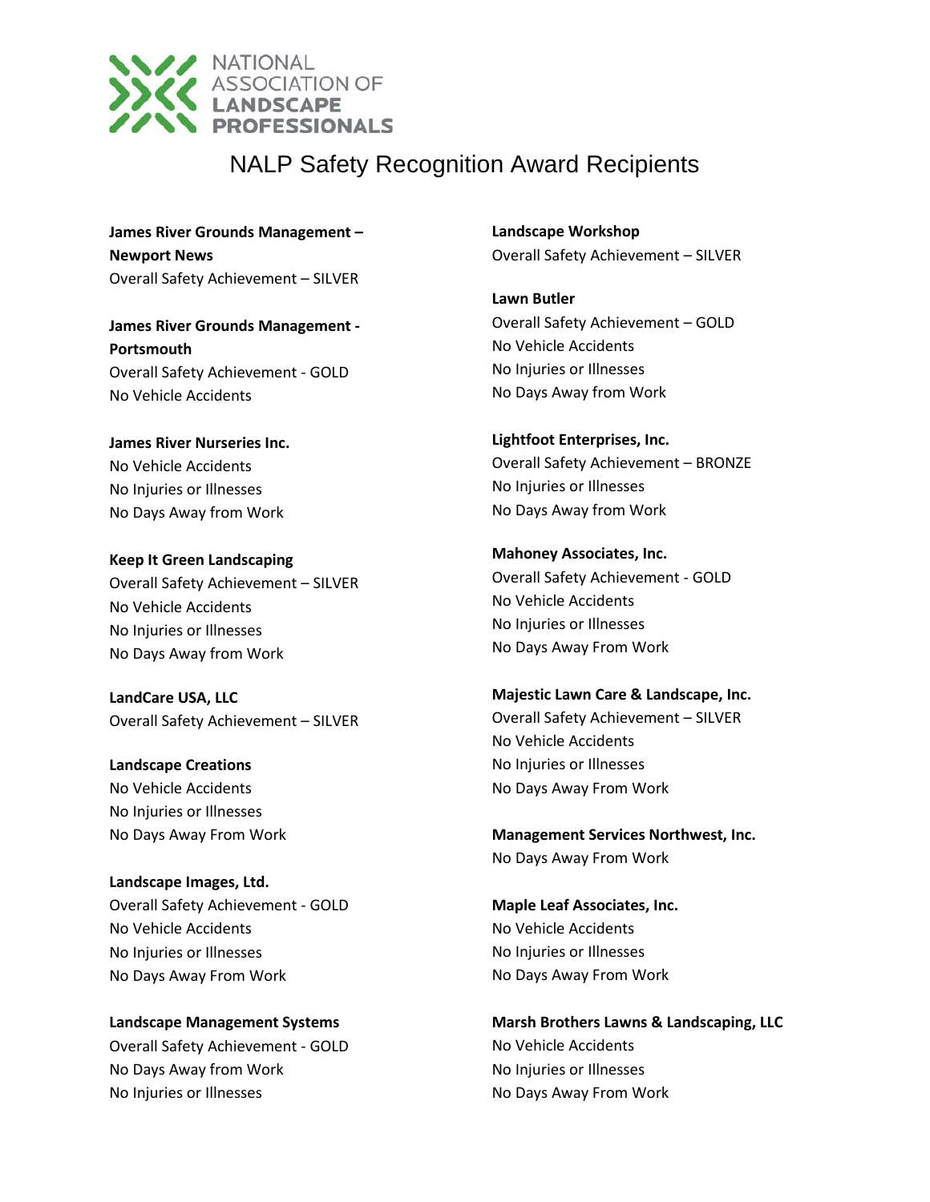NATIONAL ASSOCIATION OF LANDSCAPE PROFESSIONALS

# NALP Safety Recognition Award Recipients

**James River Grounds Management – Newport News**
Overall Safety Achievement – SILVER

**James River Grounds Management - Portsmouth**
Overall Safety Achievement - GOLD
No Vehicle Accidents

**James River Nurseries Inc.**
No Vehicle Accidents
No Injuries or Illnesses
No Days Away from Work

**Keep It Green Landscaping**
Overall Safety Achievement – SILVER
No Vehicle Accidents
No Injuries or Illnesses
No Days Away from Work

**LandCare USA, LLC**
Overall Safety Achievement – SILVER

**Landscape Creations**
No Vehicle Accidents
No Injuries or Illnesses
No Days Away From Work

**Landscape Images, Ltd.**
Overall Safety Achievement - GOLD
No Vehicle Accidents
No Injuries or Illnesses
No Days Away From Work

**Landscape Management Systems**
Overall Safety Achievement - GOLD
No Days Away from Work
No Injuries or Illnesses

**Landscape Workshop**
Overall Safety Achievement – SILVER

**Lawn Butler**
Overall Safety Achievement – GOLD
No Vehicle Accidents
No Injuries or Illnesses
No Days Away from Work

**Lightfoot Enterprises, Inc.**
Overall Safety Achievement – BRONZE
No Injuries or Illnesses
No Days Away from Work

**Mahoney Associates, Inc.**
Overall Safety Achievement - GOLD
No Vehicle Accidents
No Injuries or Illnesses
No Days Away From Work

**Majestic Lawn Care & Landscape, Inc.**
Overall Safety Achievement – SILVER
No Vehicle Accidents
No Injuries or Illnesses
No Days Away From Work

**Management Services Northwest, Inc.**
No Days Away From Work

**Maple Leaf Associates, Inc.**
No Vehicle Accidents
No Injuries or Illnesses
No Days Away From Work

**Marsh Brothers Lawns & Landscaping, LLC**
No Vehicle Accidents
No Injuries or Illnesses
No Days Away From Work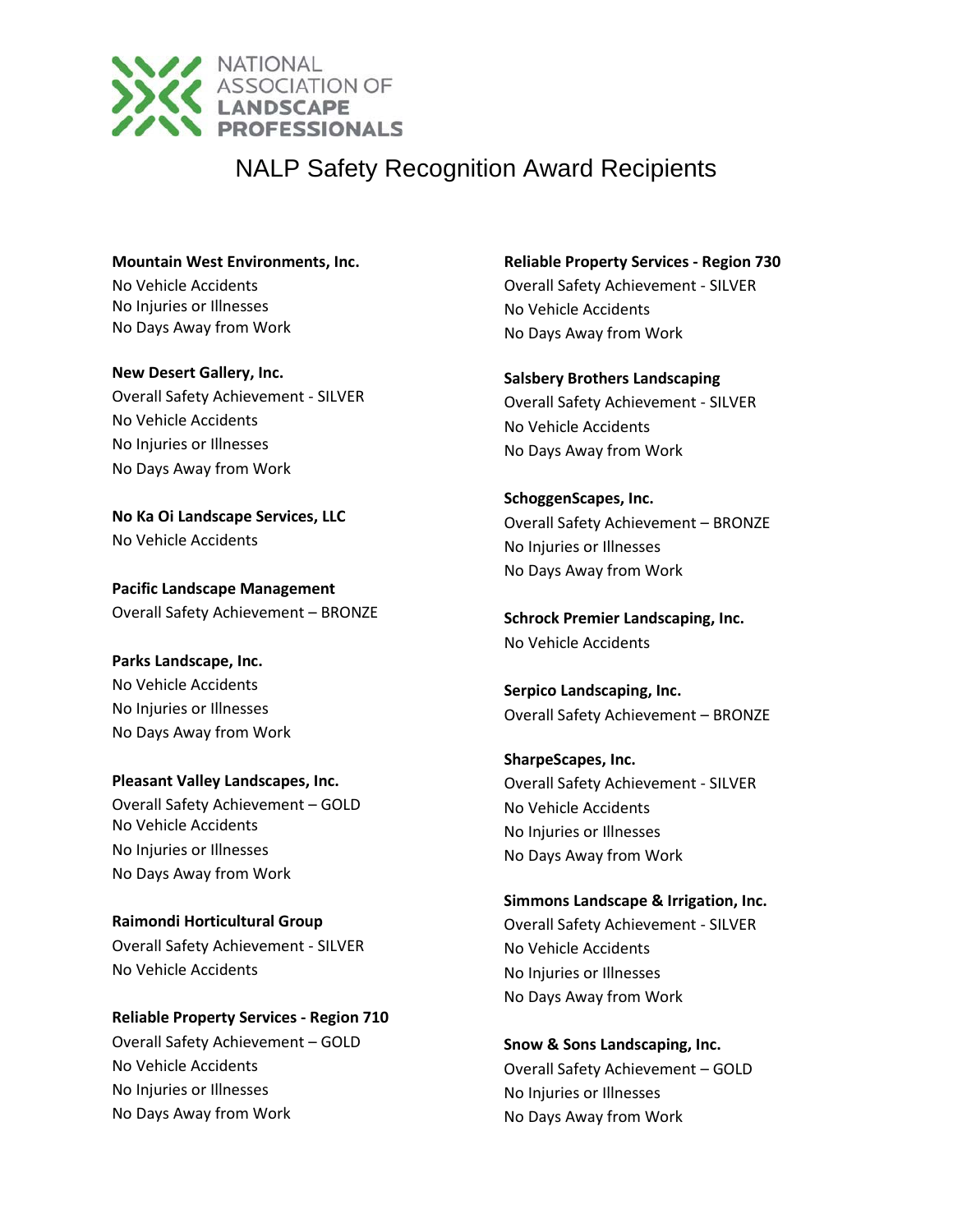# NALP Safety Recognition Award Recipients

**Mountain West Environments, Inc.**
No Vehicle Accidents
No Injuries or Illnesses
No Days Away from Work

**New Desert Gallery, Inc.**
Overall Safety Achievement - SILVER
No Vehicle Accidents
No Injuries or Illnesses
No Days Away from Work

**No Ka Oi Landscape Services, LLC**
No Vehicle Accidents

**Pacific Landscape Management**
Overall Safety Achievement – BRONZE

**Parks Landscape, Inc.**
No Vehicle Accidents
No Injuries or Illnesses
No Days Away from Work

**Pleasant Valley Landscapes, Inc.**
Overall Safety Achievement – GOLD
No Vehicle Accidents
No Injuries or Illnesses
No Days Away from Work

**Raimondi Horticultural Group**
Overall Safety Achievement - SILVER
No Vehicle Accidents

**Reliable Property Services - Region 710**
Overall Safety Achievement – GOLD
No Vehicle Accidents
No Injuries or Illnesses
No Days Away from Work

**Reliable Property Services - Region 730**
Overall Safety Achievement - SILVER
No Vehicle Accidents
No Days Away from Work

**Salsbery Brothers Landscaping**
Overall Safety Achievement - SILVER
No Vehicle Accidents
No Days Away from Work

**SchoggenScapes, Inc.**
Overall Safety Achievement – BRONZE
No Injuries or Illnesses
No Days Away from Work

**Schrock Premier Landscaping, Inc.**
No Vehicle Accidents

**Serpico Landscaping, Inc.**
Overall Safety Achievement – BRONZE

**SharpeScapes, Inc.**
Overall Safety Achievement - SILVER
No Vehicle Accidents
No Injuries or Illnesses
No Days Away from Work

**Simmons Landscape & Irrigation, Inc.**
Overall Safety Achievement - SILVER
No Vehicle Accidents
No Injuries or Illnesses
No Days Away from Work

**Snow & Sons Landscaping, Inc.**
Overall Safety Achievement – GOLD
No Injuries or Illnesses
No Days Away from Work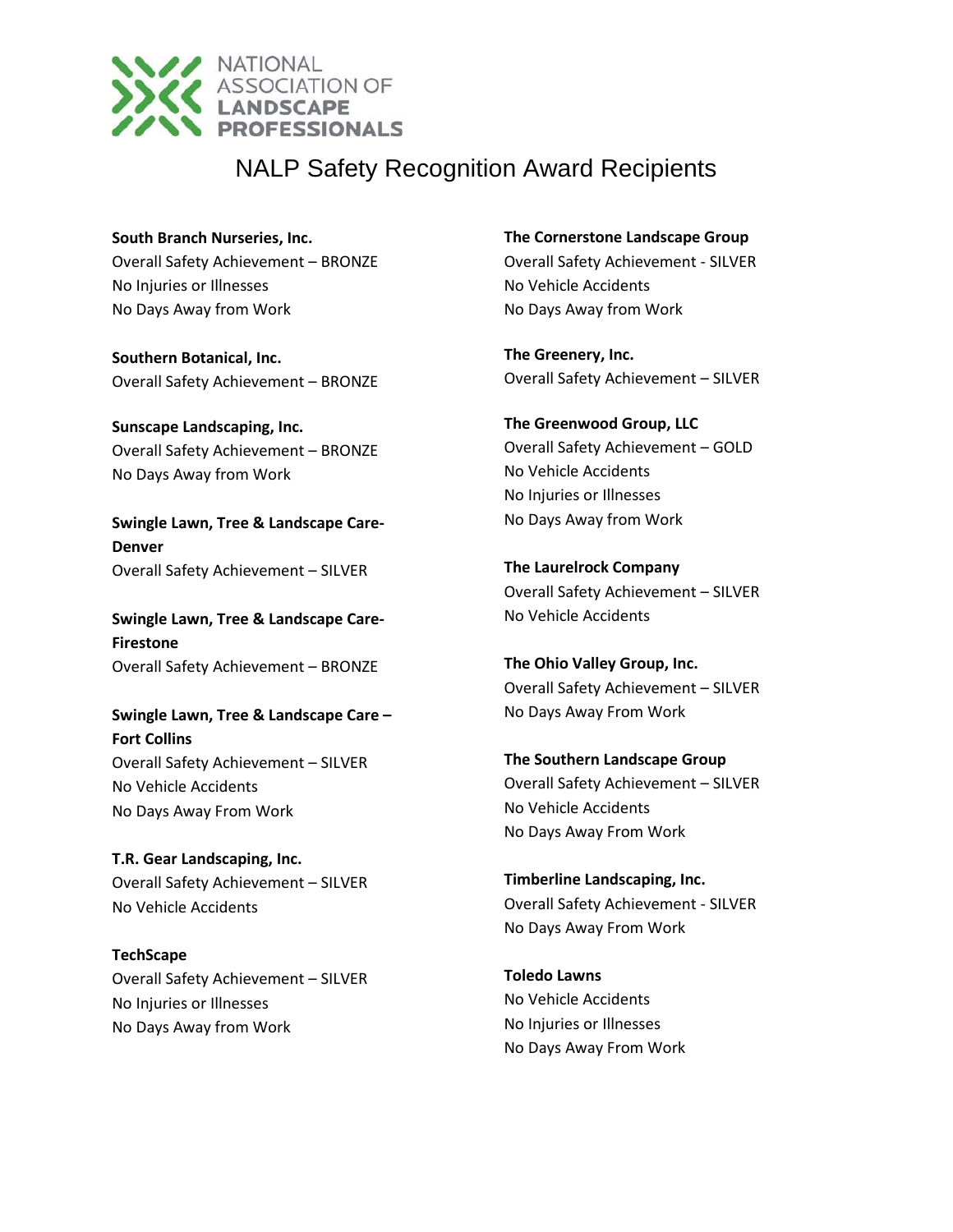NATIONAL ASSOCIATION OF LANDSCAPE PROFESSIONALS

# NALP Safety Recognition Award Recipients

**South Branch Nurseries, Inc.**
Overall Safety Achievement – BRONZE
No Injuries or Illnesses
No Days Away from Work

**Southern Botanical, Inc.**
Overall Safety Achievement – BRONZE

**Sunscape Landscaping, Inc.**
Overall Safety Achievement – BRONZE
No Days Away from Work

**Swingle Lawn, Tree & Landscape Care-Denver**
Overall Safety Achievement – SILVER

**Swingle Lawn, Tree & Landscape Care-Firestone**
Overall Safety Achievement – BRONZE

**Swingle Lawn, Tree & Landscape Care – Fort Collins**
Overall Safety Achievement – SILVER
No Vehicle Accidents
No Days Away From Work

**T.R. Gear Landscaping, Inc.**
Overall Safety Achievement – SILVER
No Vehicle Accidents

**TechScape**
Overall Safety Achievement – SILVER
No Injuries or Illnesses
No Days Away from Work

**The Cornerstone Landscape Group**
Overall Safety Achievement - SILVER
No Vehicle Accidents
No Days Away from Work

**The Greenery, Inc.**
Overall Safety Achievement – SILVER

**The Greenwood Group, LLC**
Overall Safety Achievement – GOLD
No Vehicle Accidents
No Injuries or Illnesses
No Days Away from Work

**The Laurelrock Company**
Overall Safety Achievement – SILVER
No Vehicle Accidents

**The Ohio Valley Group, Inc.**
Overall Safety Achievement – SILVER
No Days Away From Work

**The Southern Landscape Group**
Overall Safety Achievement – SILVER
No Vehicle Accidents
No Days Away From Work

**Timberline Landscaping, Inc.**
Overall Safety Achievement - SILVER
No Days Away From Work

**Toledo Lawns**
No Vehicle Accidents
No Injuries or Illnesses
No Days Away From Work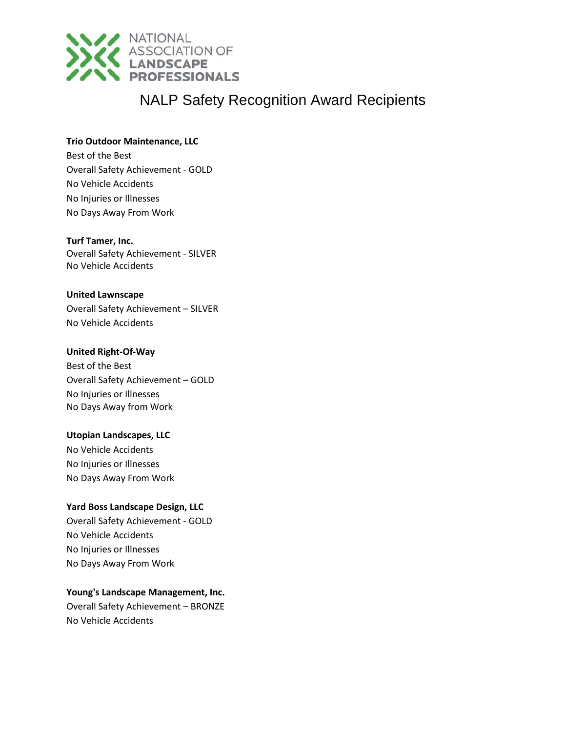NATIONAL ASSOCIATION OF LANDSCAPE PROFESSIONALS

# NALP Safety Recognition Award Recipients

**Trio Outdoor Maintenance, LLC**
Best of the Best
Overall Safety Achievement - GOLD
No Vehicle Accidents
No Injuries or Illnesses
No Days Away From Work

**Turf Tamer, Inc.**
Overall Safety Achievement - SILVER
No Vehicle Accidents

**United Lawnscape**
Overall Safety Achievement – SILVER
No Vehicle Accidents

**United Right-Of-Way**
Best of the Best
Overall Safety Achievement – GOLD
No Injuries or Illnesses
No Days Away from Work

**Utopian Landscapes, LLC**
No Vehicle Accidents
No Injuries or Illnesses
No Days Away From Work

**Yard Boss Landscape Design, LLC**
Overall Safety Achievement - GOLD
No Vehicle Accidents
No Injuries or Illnesses
No Days Away From Work

**Young's Landscape Management, Inc.**
Overall Safety Achievement – BRONZE
No Vehicle Accidents